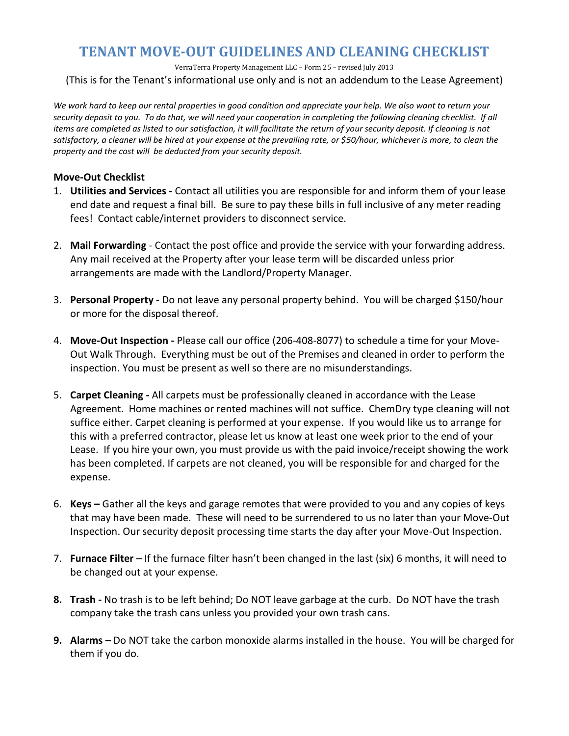# TENANT MOVE-OUT GUIDELINES AND CLEANING CHECKLIST

VerraTerra Property Management LLC – Form 25 – revised July 2013

(This is for the Tenant's informational use only and is not an addendum to the Lease Agreement)

*We work hard to keep our rental properties in good condition and appreciate your help. We also want to return your security deposit to you. To do that, we will need your cooperation in completing the following cleaning checklist. If all items are completed as listed to our satisfaction, it will facilitate the return of your security deposit. If cleaning is not satisfactory, a cleaner will be hired at your expense at the prevailing rate, or $50/hour, whichever is more, to clean the property and the cost will be deducted from your security deposit.*

**Move-Out Checklist**

1. **Utilities and Services -** Contact all utilities you are responsible for and inform them of your lease end date and request a final bill. Be sure to pay these bills in full inclusive of any meter reading fees! Contact cable/internet providers to disconnect service.

2. **Mail Forwarding** - Contact the post office and provide the service with your forwarding address. Any mail received at the Property after your lease term will be discarded unless prior arrangements are made with the Landlord/Property Manager.

3. **Personal Property -** Do not leave any personal property behind. You will be charged $150/hour or more for the disposal thereof.

4. **Move-Out Inspection -** Please call our office (206-408-8077) to schedule a time for your Move-Out Walk Through. Everything must be out of the Premises and cleaned in order to perform the inspection. You must be present as well so there are no misunderstandings.

5. **Carpet Cleaning -** All carpets must be professionally cleaned in accordance with the Lease Agreement. Home machines or rented machines will not suffice. ChemDry type cleaning will not suffice either. Carpet cleaning is performed at your expense. If you would like us to arrange for this with a preferred contractor, please let us know at least one week prior to the end of your Lease. If you hire your own, you must provide us with the paid invoice/receipt showing the work has been completed. If carpets are not cleaned, you will be responsible for and charged for the expense.

6. **Keys –** Gather all the keys and garage remotes that were provided to you and any copies of keys that may have been made. These will need to be surrendered to us no later than your Move-Out Inspection. Our security deposit processing time starts the day after your Move-Out Inspection.

7. **Furnace Filter** – If the furnace filter hasn't been changed in the last (six) 6 months, it will need to be changed out at your expense.

8. **Trash -** No trash is to be left behind; Do NOT leave garbage at the curb. Do NOT have the trash company take the trash cans unless you provided your own trash cans.

9. **Alarms –** Do NOT take the carbon monoxide alarms installed in the house. You will be charged for them if you do.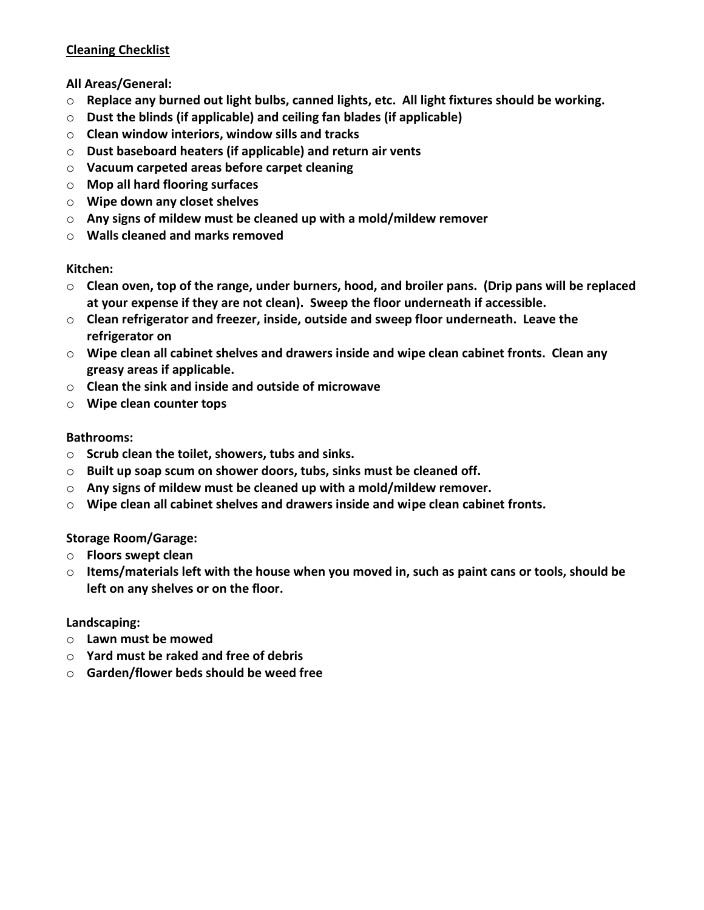## Cleaning Checklist

**All Areas/General:**

- **Replace any burned out light bulbs, canned lights, etc. All light fixtures should be working.**
- **Dust the blinds (if applicable) and ceiling fan blades (if applicable)**
- **Clean window interiors, window sills and tracks**
- **Dust baseboard heaters (if applicable) and return air vents**
- **Vacuum carpeted areas before carpet cleaning**
- **Mop all hard flooring surfaces**
- **Wipe down any closet shelves**
- **Any signs of mildew must be cleaned up with a mold/mildew remover**
- **Walls cleaned and marks removed**

**Kitchen:**

- **Clean oven, top of the range, under burners, hood, and broiler pans. (Drip pans will be replaced at your expense if they are not clean). Sweep the floor underneath if accessible.**
- **Clean refrigerator and freezer, inside, outside and sweep floor underneath. Leave the refrigerator on**
- **Wipe clean all cabinet shelves and drawers inside and wipe clean cabinet fronts. Clean any greasy areas if applicable.**
- **Clean the sink and inside and outside of microwave**
- **Wipe clean counter tops**

**Bathrooms:**

- **Scrub clean the toilet, showers, tubs and sinks.**
- **Built up soap scum on shower doors, tubs, sinks must be cleaned off.**
- **Any signs of mildew must be cleaned up with a mold/mildew remover.**
- **Wipe clean all cabinet shelves and drawers inside and wipe clean cabinet fronts.**

**Storage Room/Garage:**

- **Floors swept clean**
- **Items/materials left with the house when you moved in, such as paint cans or tools, should be left on any shelves or on the floor.**

**Landscaping:**

- **Lawn must be mowed**
- **Yard must be raked and free of debris**
- **Garden/flower beds should be weed free**